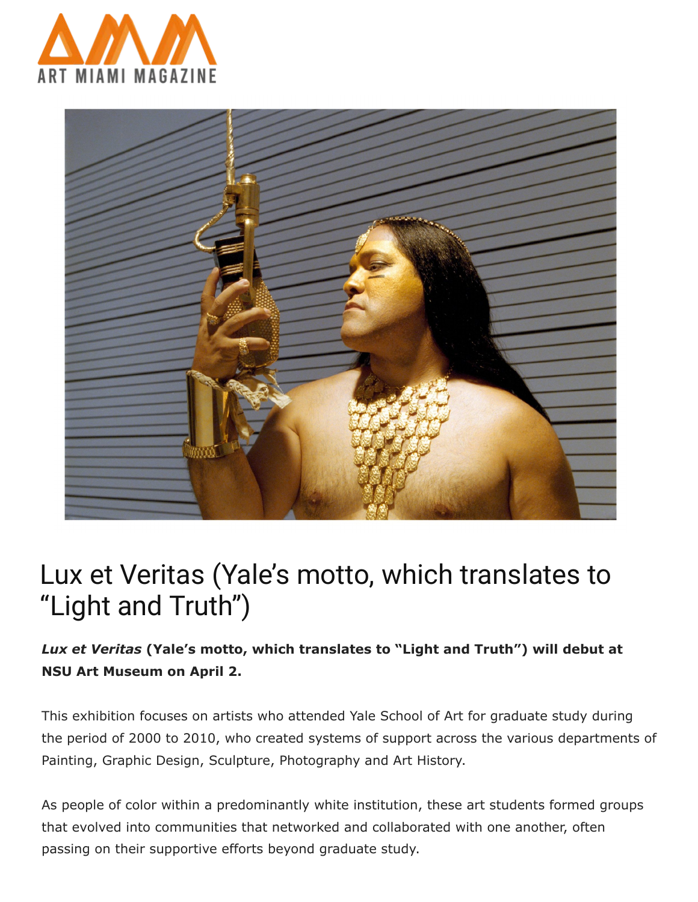ART MIAMI MAGAZINE

# Lux et Veritas (Yale's motto, which translates to "Light and Truth")

***Lux et Veritas* (Yale's motto, which translates to "Light and Truth") will debut at NSU Art Museum on April 2.**

This exhibition focuses on artists who attended Yale School of Art for graduate study during the period of 2000 to 2010, who created systems of support across the various departments of Painting, Graphic Design, Sculpture, Photography and Art History.

As people of color within a predominantly white institution, these art students formed groups that evolved into communities that networked and collaborated with one another, often passing on their supportive efforts beyond graduate study.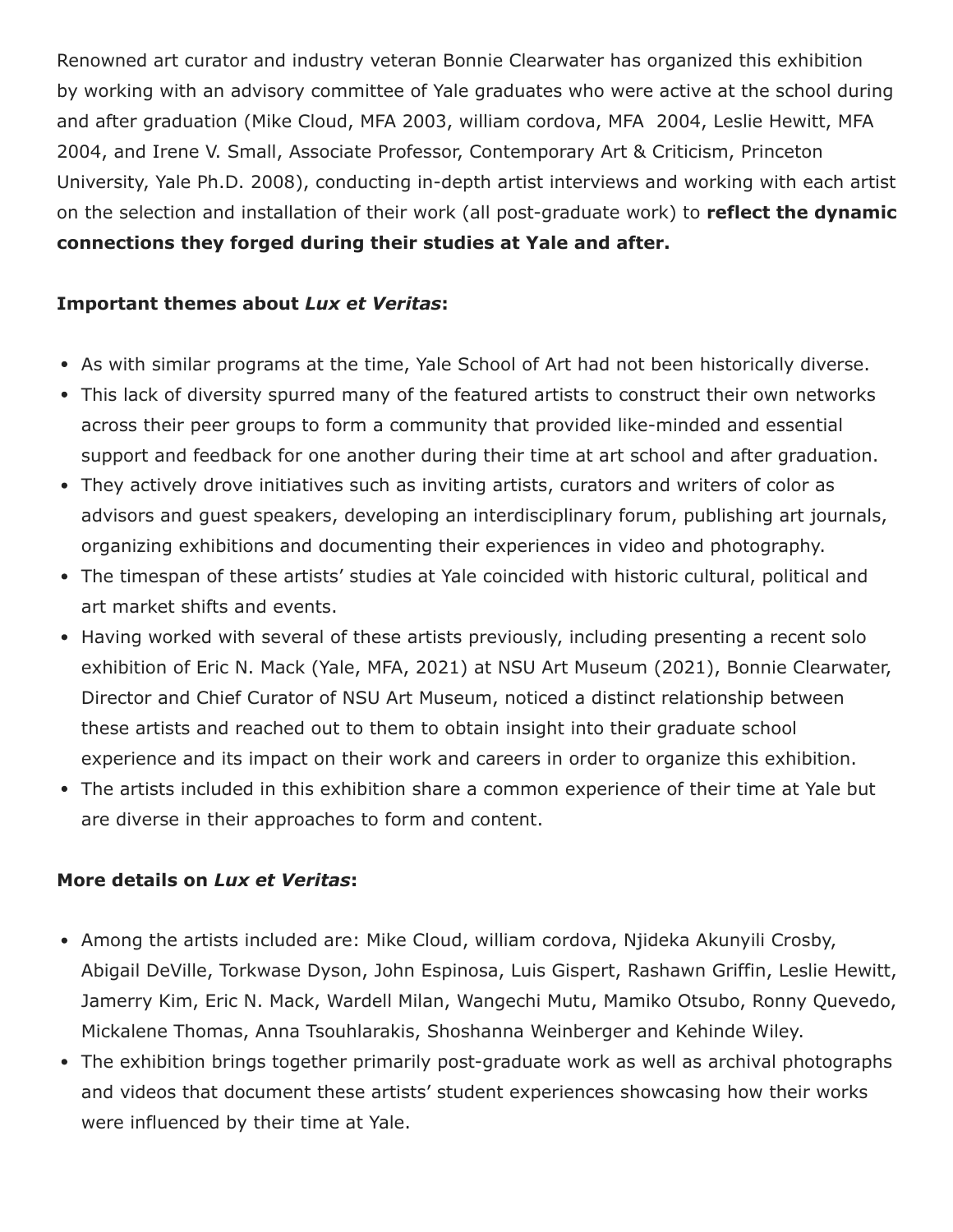Renowned art curator and industry veteran Bonnie Clearwater has organized this exhibition by working with an advisory committee of Yale graduates who were active at the school during and after graduation (Mike Cloud, MFA 2003, william cordova, MFA 2004, Leslie Hewitt, MFA 2004, and Irene V. Small, Associate Professor, Contemporary Art & Criticism, Princeton University, Yale Ph.D. 2008), conducting in-depth artist interviews and working with each artist on the selection and installation of their work (all post-graduate work) to **reflect the dynamic connections they forged during their studies at Yale and after.**

**Important themes about *Lux et Veritas*:**

- As with similar programs at the time, Yale School of Art had not been historically diverse.
- This lack of diversity spurred many of the featured artists to construct their own networks across their peer groups to form a community that provided like-minded and essential support and feedback for one another during their time at art school and after graduation.
- They actively drove initiatives such as inviting artists, curators and writers of color as advisors and guest speakers, developing an interdisciplinary forum, publishing art journals, organizing exhibitions and documenting their experiences in video and photography.
- The timespan of these artists' studies at Yale coincided with historic cultural, political and art market shifts and events.
- Having worked with several of these artists previously, including presenting a recent solo exhibition of Eric N. Mack (Yale, MFA, 2021) at NSU Art Museum (2021), Bonnie Clearwater, Director and Chief Curator of NSU Art Museum, noticed a distinct relationship between these artists and reached out to them to obtain insight into their graduate school experience and its impact on their work and careers in order to organize this exhibition.
- The artists included in this exhibition share a common experience of their time at Yale but are diverse in their approaches to form and content.

**More details on *Lux et Veritas*:**

- Among the artists included are: Mike Cloud, william cordova, Njideka Akunyili Crosby, Abigail DeVille, Torkwase Dyson, John Espinosa, Luis Gispert, Rashawn Griffin, Leslie Hewitt, Jamerry Kim, Eric N. Mack, Wardell Milan, Wangechi Mutu, Mamiko Otsubo, Ronny Quevedo, Mickalene Thomas, Anna Tsouhlarakis, Shoshanna Weinberger and Kehinde Wiley.
- The exhibition brings together primarily post-graduate work as well as archival photographs and videos that document these artists' student experiences showcasing how their works were influenced by their time at Yale.